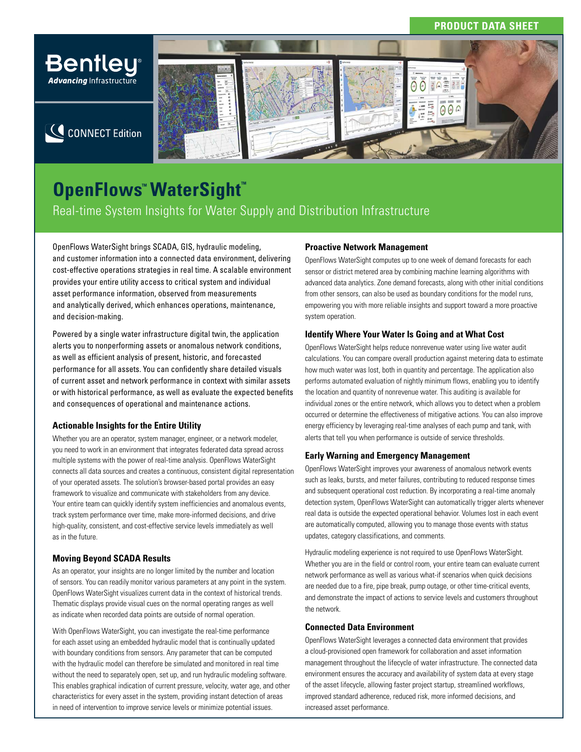PRODUCT DATA SHEET

Bentley® *Advancing* Infrastructure

CONNECT Edition

# OpenFlows™ WaterSight™

Real-time System Insights for Water Supply and Distribution Infrastructure

OpenFlows WaterSight brings SCADA, GIS, hydraulic modeling, and customer information into a connected data environment, delivering cost-effective operations strategies in real time. A scalable environment provides your entire utility access to critical system and individual asset performance information, observed from measurements and analytically derived, which enhances operations, maintenance, and decision-making.

Powered by a single water infrastructure digital twin, the application alerts you to nonperforming assets or anomalous network conditions, as well as efficient analysis of present, historic, and forecasted performance for all assets. You can confidently share detailed visuals of current asset and network performance in context with similar assets or with historical performance, as well as evaluate the expected benefits and consequences of operational and maintenance actions.

### Actionable Insights for the Entire Utility

Whether you are an operator, system manager, engineer, or a network modeler, you need to work in an environment that integrates federated data spread across multiple systems with the power of real-time analysis. OpenFlows WaterSight connects all data sources and creates a continuous, consistent digital representation of your operated assets. The solution's browser-based portal provides an easy framework to visualize and communicate with stakeholders from any device. Your entire team can quickly identify system inefficiencies and anomalous events, track system performance over time, make more-informed decisions, and drive high-quality, consistent, and cost-effective service levels immediately as well as in the future.

### Moving Beyond SCADA Results

As an operator, your insights are no longer limited by the number and location of sensors. You can readily monitor various parameters at any point in the system. OpenFlows WaterSight visualizes current data in the context of historical trends. Thematic displays provide visual cues on the normal operating ranges as well as indicate when recorded data points are outside of normal operation.

With OpenFlows WaterSight, you can investigate the real-time performance for each asset using an embedded hydraulic model that is continually updated with boundary conditions from sensors. Any parameter that can be computed with the hydraulic model can therefore be simulated and monitored in real time without the need to separately open, set up, and run hydraulic modeling software. This enables graphical indication of current pressure, velocity, water age, and other characteristics for every asset in the system, providing instant detection of areas in need of intervention to improve service levels or minimize potential issues.

### Proactive Network Management

OpenFlows WaterSight computes up to one week of demand forecasts for each sensor or district metered area by combining machine learning algorithms with advanced data analytics. Zone demand forecasts, along with other initial conditions from other sensors, can also be used as boundary conditions for the model runs, empowering you with more reliable insights and support toward a more proactive system operation.

### Identify Where Your Water Is Going and at What Cost

OpenFlows WaterSight helps reduce nonrevenue water using live water audit calculations. You can compare overall production against metering data to estimate how much water was lost, both in quantity and percentage. The application also performs automated evaluation of nightly minimum flows, enabling you to identify the location and quantity of nonrevenue water. This auditing is available for individual zones or the entire network, which allows you to detect when a problem occurred or determine the effectiveness of mitigative actions. You can also improve energy efficiency by leveraging real-time analyses of each pump and tank, with alerts that tell you when performance is outside of service thresholds.

### Early Warning and Emergency Management

OpenFlows WaterSight improves your awareness of anomalous network events such as leaks, bursts, and meter failures, contributing to reduced response times and subsequent operational cost reduction. By incorporating a real-time anomaly detection system, OpenFlows WaterSight can automatically trigger alerts whenever real data is outside the expected operational behavior. Volumes lost in each event are automatically computed, allowing you to manage those events with status updates, category classifications, and comments.

Hydraulic modeling experience is not required to use OpenFlows WaterSight. Whether you are in the field or control room, your entire team can evaluate current network performance as well as various what-if scenarios when quick decisions are needed due to a fire, pipe break, pump outage, or other time-critical events, and demonstrate the impact of actions to service levels and customers throughout the network.

### Connected Data Environment

OpenFlows WaterSight leverages a connected data environment that provides a cloud-provisioned open framework for collaboration and asset information management throughout the lifecycle of water infrastructure. The connected data environment ensures the accuracy and availability of system data at every stage of the asset lifecycle, allowing faster project startup, streamlined workflows, improved standard adherence, reduced risk, more informed decisions, and increased asset performance.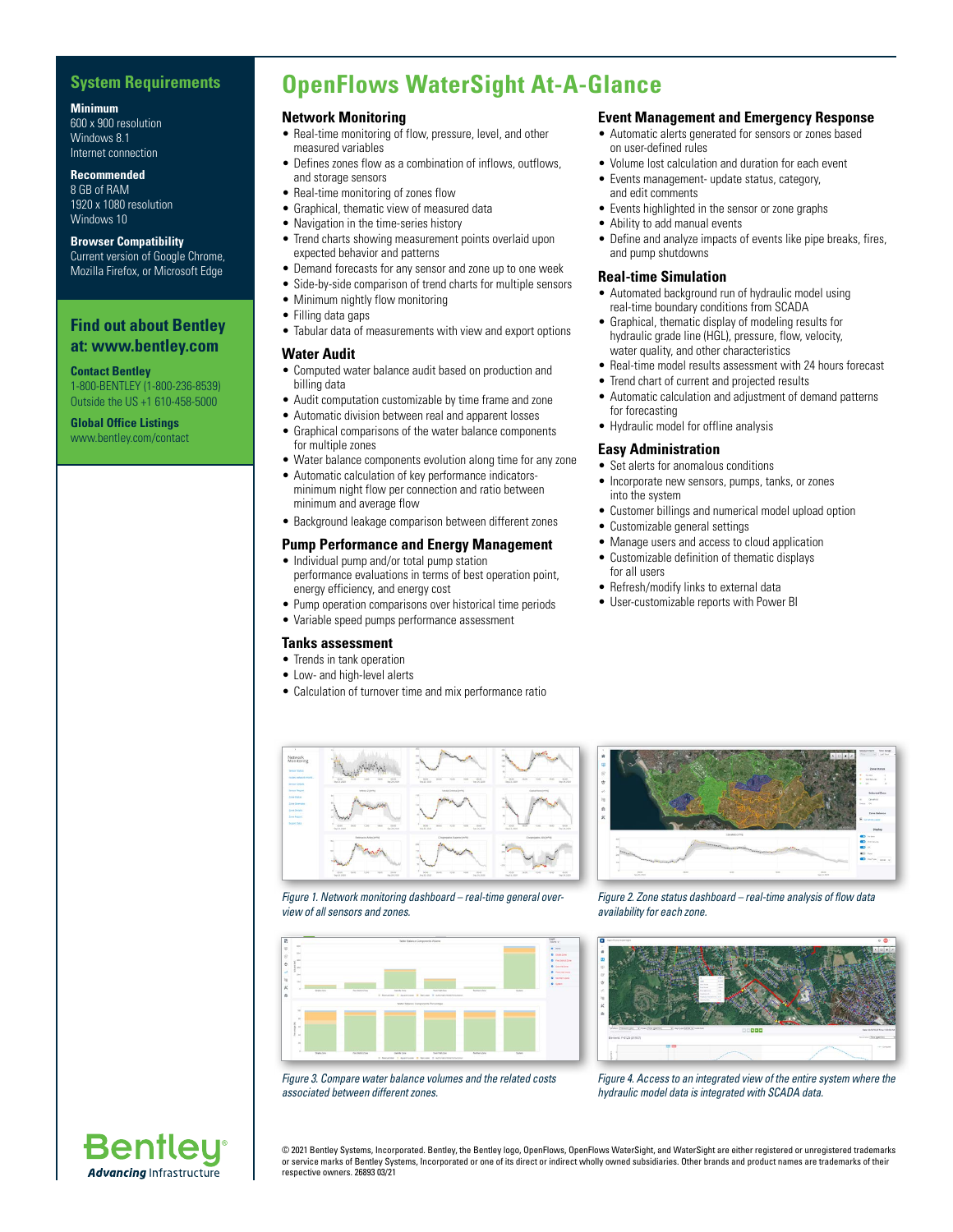## System Requirements

**Minimum**
600 x 900 resolution
Windows 8.1
Internet connection

**Recommended**
8 GB of RAM
1920 x 1080 resolution
Windows 10

**Browser Compatibility**
Current version of Google Chrome, Mozilla Firefox, or Microsoft Edge

## Find out about Bentley at: www.bentley.com

**Contact Bentley**
1-800-BENTLEY (1-800-236-8539)
Outside the US +1 610-458-5000

**Global Office Listings**
www.bentley.com/contact

# OpenFlows WaterSight At-A-Glance

### Network Monitoring

- Real-time monitoring of flow, pressure, level, and other measured variables
- Defines zones flow as a combination of inflows, outflows, and storage sensors
- Real-time monitoring of zones flow
- Graphical, thematic view of measured data
- Navigation in the time-series history
- Trend charts showing measurement points overlaid upon expected behavior and patterns
- Demand forecasts for any sensor and zone up to one week
- Side-by-side comparison of trend charts for multiple sensors
- Minimum nightly flow monitoring
- Filling data gaps
- Tabular data of measurements with view and export options

### Water Audit

- Computed water balance audit based on production and billing data
- Audit computation customizable by time frame and zone
- Automatic division between real and apparent losses
- Graphical comparisons of the water balance components for multiple zones
- Water balance components evolution along time for any zone
- Automatic calculation of key performance indicators- minimum night flow per connection and ratio between minimum and average flow
- Background leakage comparison between different zones

### Pump Performance and Energy Management

- Individual pump and/or total pump station performance evaluations in terms of best operation point, energy efficiency, and energy cost
- Pump operation comparisons over historical time periods
- Variable speed pumps performance assessment

### Tanks assessment

- Trends in tank operation
- Low- and high-level alerts
- Calculation of turnover time and mix performance ratio

### Event Management and Emergency Response

- Automatic alerts generated for sensors or zones based on user-defined rules
- Volume lost calculation and duration for each event
- Events management- update status, category, and edit comments
- Events highlighted in the sensor or zone graphs
- Ability to add manual events
- Define and analyze impacts of events like pipe breaks, fires, and pump shutdowns

### Real-time Simulation

- Automated background run of hydraulic model using real-time boundary conditions from SCADA
- Graphical, thematic display of modeling results for hydraulic grade line (HGL), pressure, flow, velocity, water quality, and other characteristics
- Real-time model results assessment with 24 hours forecast
- Trend chart of current and projected results
- Automatic calculation and adjustment of demand patterns for forecasting
- Hydraulic model for offline analysis

### Easy Administration

- Set alerts for anomalous conditions
- Incorporate new sensors, pumps, tanks, or zones into the system
- Customer billings and numerical model upload option
- Customizable general settings
- Manage users and access to cloud application
- Customizable definition of thematic displays for all users
- Refresh/modify links to external data
- User-customizable reports with Power BI

*Figure 1. Network monitoring dashboard – real-time general overview of all sensors and zones.*

*Figure 2. Zone status dashboard – real-time analysis of flow data availability for each zone.*

*Figure 3. Compare water balance volumes and the related costs associated between different zones.*

*Figure 4. Access to an integrated view of the entire system where the hydraulic model data is integrated with SCADA data.*

Bentley® *Advancing* Infrastructure

© 2021 Bentley Systems, Incorporated. Bentley, the Bentley logo, OpenFlows, OpenFlows WaterSight, and WaterSight are either registered or unregistered trademarks or service marks of Bentley Systems, Incorporated or one of its direct or indirect wholly owned subsidiaries. Other brands and product names are trademarks of their respective owners. 26893 03/21